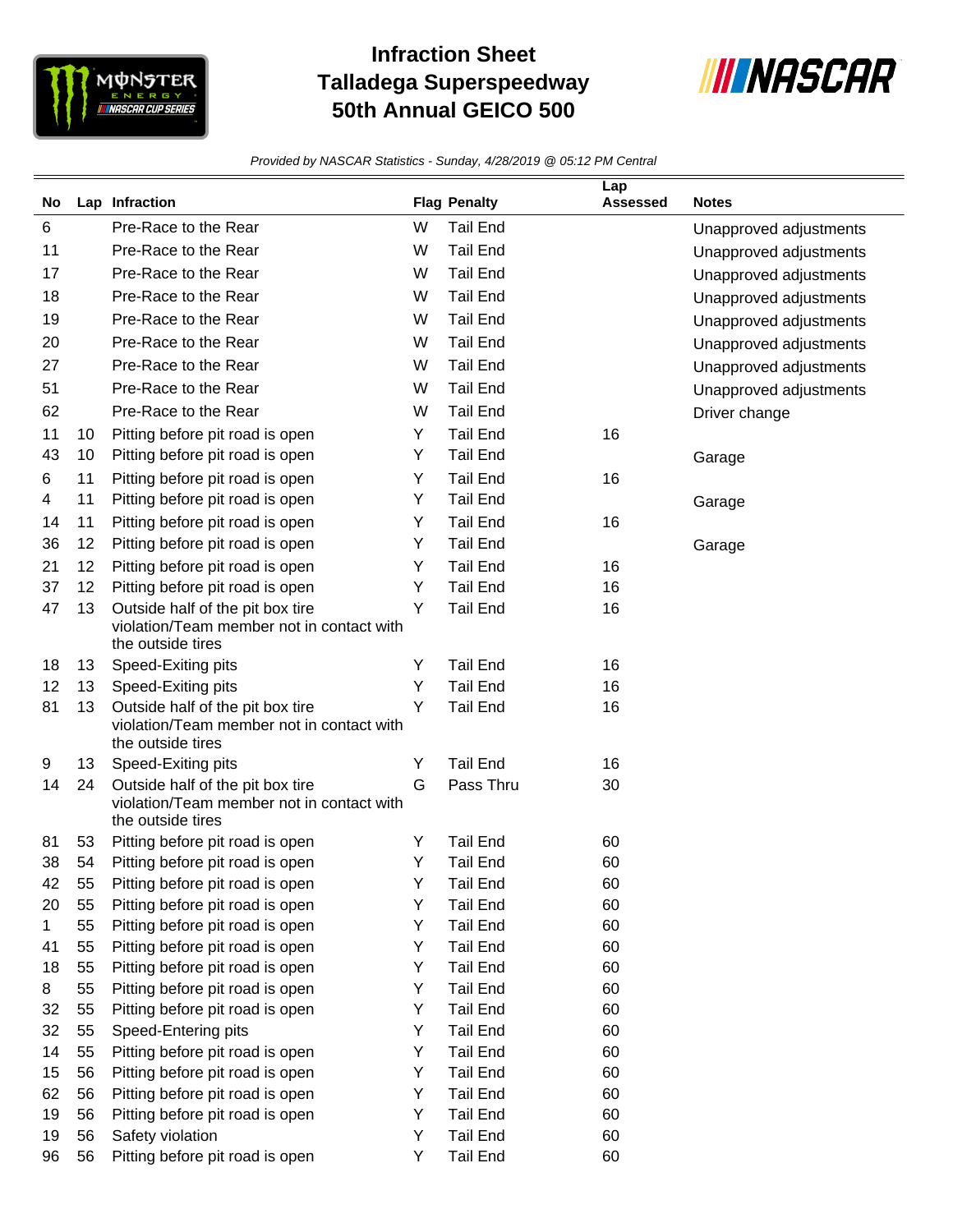# Infraction Sheet
# Talladega Superspeedway
# 50th Annual GEICO 500

*Provided by NASCAR Statistics - Sunday, 4/28/2019 @ 05:12 PM Central*

| No | Lap | Infraction | Flag | Penalty | Lap Assessed | Notes |
|---|---|---|---|---|---|---|
| 6 | | Pre-Race to the Rear | W | Tail End | | Unapproved adjustments |
| 11 | | Pre-Race to the Rear | W | Tail End | | Unapproved adjustments |
| 17 | | Pre-Race to the Rear | W | Tail End | | Unapproved adjustments |
| 18 | | Pre-Race to the Rear | W | Tail End | | Unapproved adjustments |
| 19 | | Pre-Race to the Rear | W | Tail End | | Unapproved adjustments |
| 20 | | Pre-Race to the Rear | W | Tail End | | Unapproved adjustments |
| 27 | | Pre-Race to the Rear | W | Tail End | | Unapproved adjustments |
| 51 | | Pre-Race to the Rear | W | Tail End | | Unapproved adjustments |
| 62 | | Pre-Race to the Rear | W | Tail End | | Driver change |
| 11 | 10 | Pitting before pit road is open | Y | Tail End | 16 | |
| 43 | 10 | Pitting before pit road is open | Y | Tail End | | Garage |
| 6 | 11 | Pitting before pit road is open | Y | Tail End | 16 | |
| 4 | 11 | Pitting before pit road is open | Y | Tail End | | Garage |
| 14 | 11 | Pitting before pit road is open | Y | Tail End | 16 | |
| 36 | 12 | Pitting before pit road is open | Y | Tail End | | Garage |
| 21 | 12 | Pitting before pit road is open | Y | Tail End | 16 | |
| 37 | 12 | Pitting before pit road is open | Y | Tail End | 16 | |
| 47 | 13 | Outside half of the pit box tire violation/Team member not in contact with the outside tires | Y | Tail End | 16 | |
| 18 | 13 | Speed-Exiting pits | Y | Tail End | 16 | |
| 12 | 13 | Speed-Exiting pits | Y | Tail End | 16 | |
| 81 | 13 | Outside half of the pit box tire violation/Team member not in contact with the outside tires | Y | Tail End | 16 | |
| 9 | 13 | Speed-Exiting pits | Y | Tail End | 16 | |
| 14 | 24 | Outside half of the pit box tire violation/Team member not in contact with the outside tires | G | Pass Thru | 30 | |
| 81 | 53 | Pitting before pit road is open | Y | Tail End | 60 | |
| 38 | 54 | Pitting before pit road is open | Y | Tail End | 60 | |
| 42 | 55 | Pitting before pit road is open | Y | Tail End | 60 | |
| 20 | 55 | Pitting before pit road is open | Y | Tail End | 60 | |
| 1 | 55 | Pitting before pit road is open | Y | Tail End | 60 | |
| 41 | 55 | Pitting before pit road is open | Y | Tail End | 60 | |
| 18 | 55 | Pitting before pit road is open | Y | Tail End | 60 | |
| 8 | 55 | Pitting before pit road is open | Y | Tail End | 60 | |
| 32 | 55 | Pitting before pit road is open | Y | Tail End | 60 | |
| 32 | 55 | Speed-Entering pits | Y | Tail End | 60 | |
| 14 | 55 | Pitting before pit road is open | Y | Tail End | 60 | |
| 15 | 56 | Pitting before pit road is open | Y | Tail End | 60 | |
| 62 | 56 | Pitting before pit road is open | Y | Tail End | 60 | |
| 19 | 56 | Pitting before pit road is open | Y | Tail End | 60 | |
| 19 | 56 | Safety violation | Y | Tail End | 60 | |
| 96 | 56 | Pitting before pit road is open | Y | Tail End | 60 | |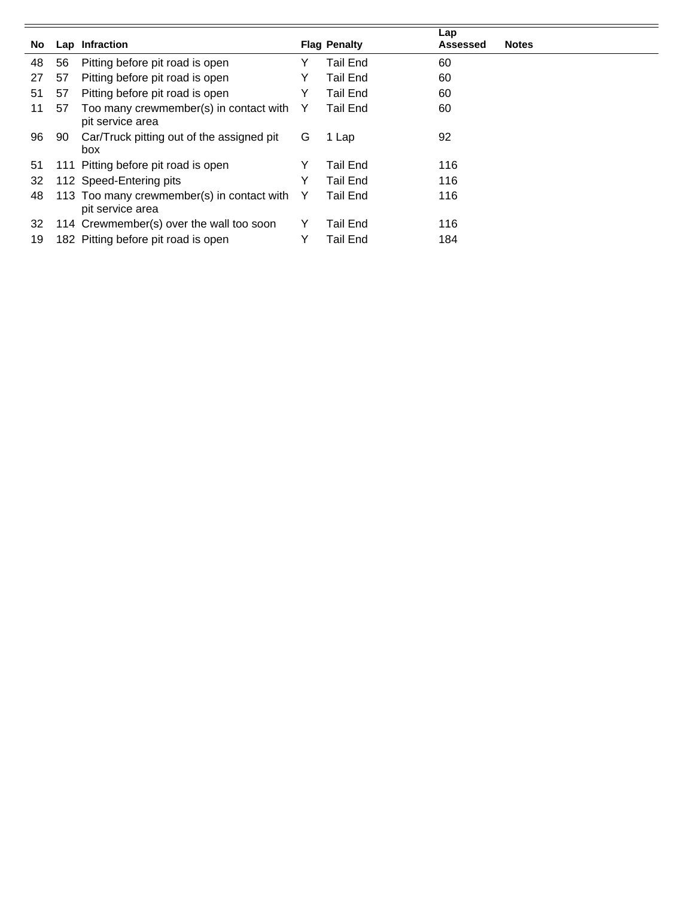| No | Lap | Infraction | Flag | Penalty | Lap Assessed | Notes |
| --- | --- | --- | --- | --- | --- | --- |
| 48 | 56 | Pitting before pit road is open | Y | Tail End | 60 | |
| 27 | 57 | Pitting before pit road is open | Y | Tail End | 60 | |
| 51 | 57 | Pitting before pit road is open | Y | Tail End | 60 | |
| 11 | 57 | Too many crewmember(s) in contact with pit service area | Y | Tail End | 60 | |
| 96 | 90 | Car/Truck pitting out of the assigned pit box | G | 1 Lap | 92 | |
| 51 | 111 | Pitting before pit road is open | Y | Tail End | 116 | |
| 32 | 112 | Speed-Entering pits | Y | Tail End | 116 | |
| 48 | 113 | Too many crewmember(s) in contact with pit service area | Y | Tail End | 116 | |
| 32 | 114 | Crewmember(s) over the wall too soon | Y | Tail End | 116 | |
| 19 | 182 | Pitting before pit road is open | Y | Tail End | 184 | |